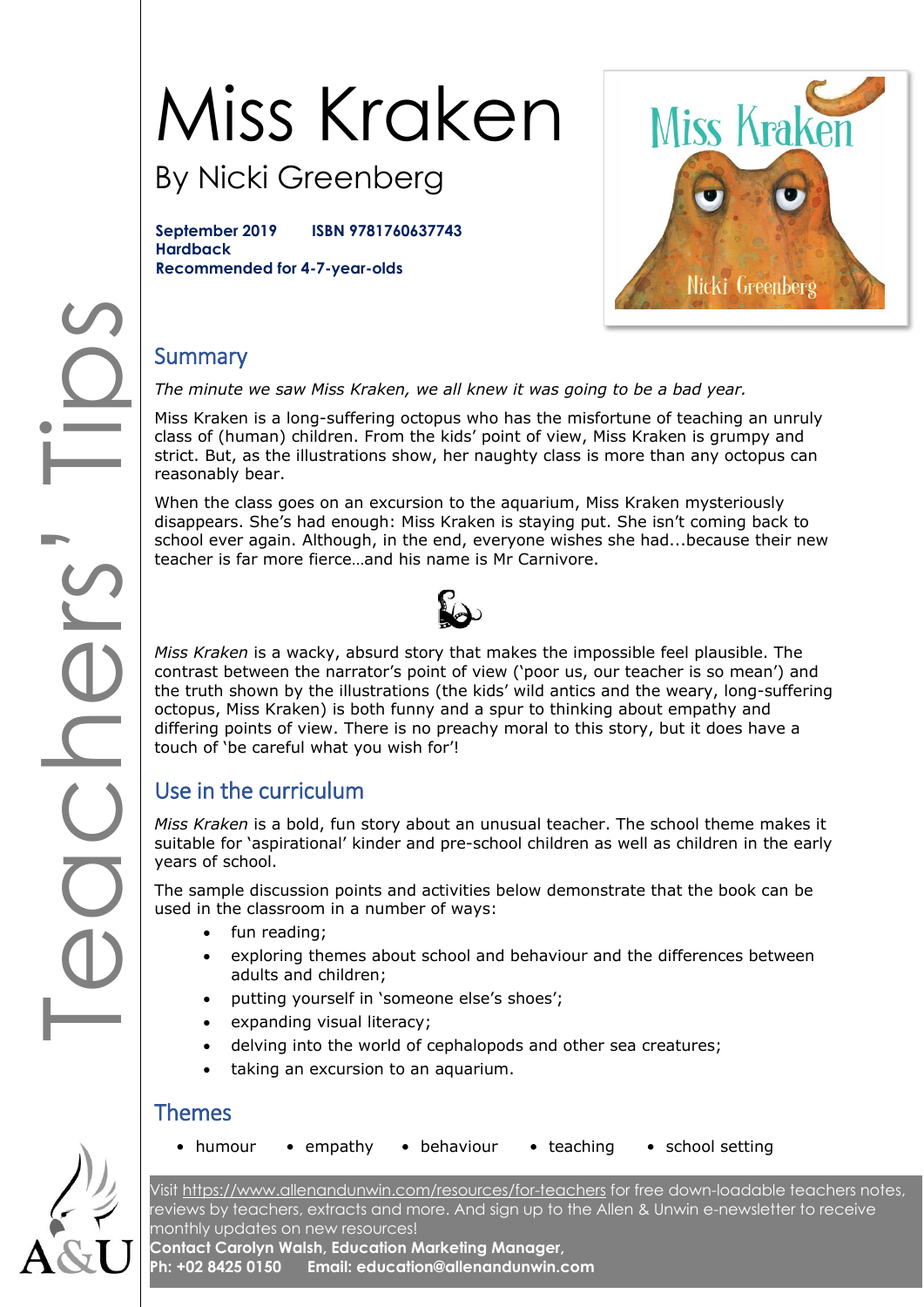# Miss Kraken

## By Nicki Greenberg

**September 2019 ISBN 9781760637743**
**Hardback**
**Recommended for 4-7-year-olds**

## Summary

*The minute we saw Miss Kraken, we all knew it was going to be a bad year.*

Miss Kraken is a long-suffering octopus who has the misfortune of teaching an unruly class of (human) children. From the kids' point of view, Miss Kraken is grumpy and strict. But, as the illustrations show, her naughty class is more than any octopus can reasonably bear.

When the class goes on an excursion to the aquarium, Miss Kraken mysteriously disappears. She's had enough: Miss Kraken is staying put. She isn't coming back to school ever again. Although, in the end, everyone wishes she had...because their new teacher is far more fierce…and his name is Mr Carnivore.

*Miss Kraken* is a wacky, absurd story that makes the impossible feel plausible. The contrast between the narrator's point of view ('poor us, our teacher is so mean') and the truth shown by the illustrations (the kids' wild antics and the weary, long-suffering octopus, Miss Kraken) is both funny and a spur to thinking about empathy and differing points of view. There is no preachy moral to this story, but it does have a touch of 'be careful what you wish for'!

## Use in the curriculum

*Miss Kraken* is a bold, fun story about an unusual teacher. The school theme makes it suitable for 'aspirational' kinder and pre-school children as well as children in the early years of school.

The sample discussion points and activities below demonstrate that the book can be used in the classroom in a number of ways:

- fun reading;
- exploring themes about school and behaviour and the differences between adults and children;
- putting yourself in 'someone else's shoes';
- expanding visual literacy;
- delving into the world of cephalopods and other sea creatures;
- taking an excursion to an aquarium.

## Themes

- humour
- empathy
- behaviour
- teaching
- school setting

Visit https://www.allenandunwin.com/resources/for-teachers for free down-loadable teachers notes, reviews by teachers, extracts and more. And sign up to the Allen & Unwin e-newsletter to receive monthly updates on new resources!
**Contact Carolyn Walsh, Education Marketing Manager,**
**Ph: +02 8425 0150 Email: education@allenandunwin.com**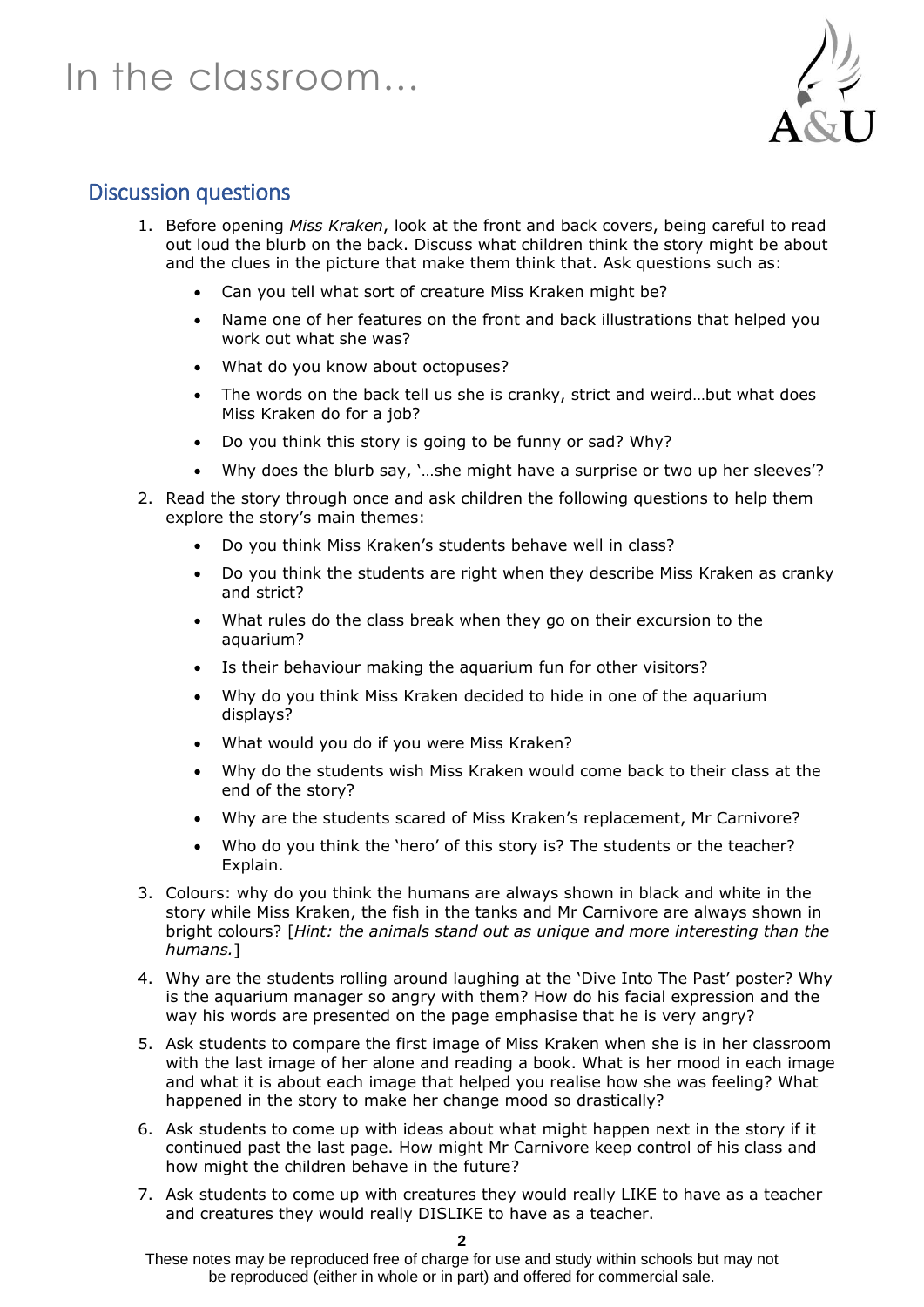# In the classroom...

## Discussion questions

1. Before opening *Miss Kraken*, look at the front and back covers, being careful to read out loud the blurb on the back. Discuss what children think the story might be about and the clues in the picture that make them think that. Ask questions such as:
   - Can you tell what sort of creature Miss Kraken might be?
   - Name one of her features on the front and back illustrations that helped you work out what she was?
   - What do you know about octopuses?
   - The words on the back tell us she is cranky, strict and weird…but what does Miss Kraken do for a job?
   - Do you think this story is going to be funny or sad? Why?
   - Why does the blurb say, '…she might have a surprise or two up her sleeves'?
2. Read the story through once and ask children the following questions to help them explore the story's main themes:
   - Do you think Miss Kraken's students behave well in class?
   - Do you think the students are right when they describe Miss Kraken as cranky and strict?
   - What rules do the class break when they go on their excursion to the aquarium?
   - Is their behaviour making the aquarium fun for other visitors?
   - Why do you think Miss Kraken decided to hide in one of the aquarium displays?
   - What would you do if you were Miss Kraken?
   - Why do the students wish Miss Kraken would come back to their class at the end of the story?
   - Why are the students scared of Miss Kraken's replacement, Mr Carnivore?
   - Who do you think the 'hero' of this story is? The students or the teacher? Explain.
3. Colours: why do you think the humans are always shown in black and white in the story while Miss Kraken, the fish in the tanks and Mr Carnivore are always shown in bright colours? [*Hint: the animals stand out as unique and more interesting than the humans.*]
4. Why are the students rolling around laughing at the 'Dive Into The Past' poster? Why is the aquarium manager so angry with them? How do his facial expression and the way his words are presented on the page emphasise that he is very angry?
5. Ask students to compare the first image of Miss Kraken when she is in her classroom with the last image of her alone and reading a book. What is her mood in each image and what it is about each image that helped you realise how she was feeling? What happened in the story to make her change mood so drastically?
6. Ask students to come up with ideas about what might happen next in the story if it continued past the last page. How might Mr Carnivore keep control of his class and how might the children behave in the future?
7. Ask students to come up with creatures they would really LIKE to have as a teacher and creatures they would really DISLIKE to have as a teacher.

These notes may be reproduced free of charge for use and study within schools but may not be reproduced (either in whole or in part) and offered for commercial sale.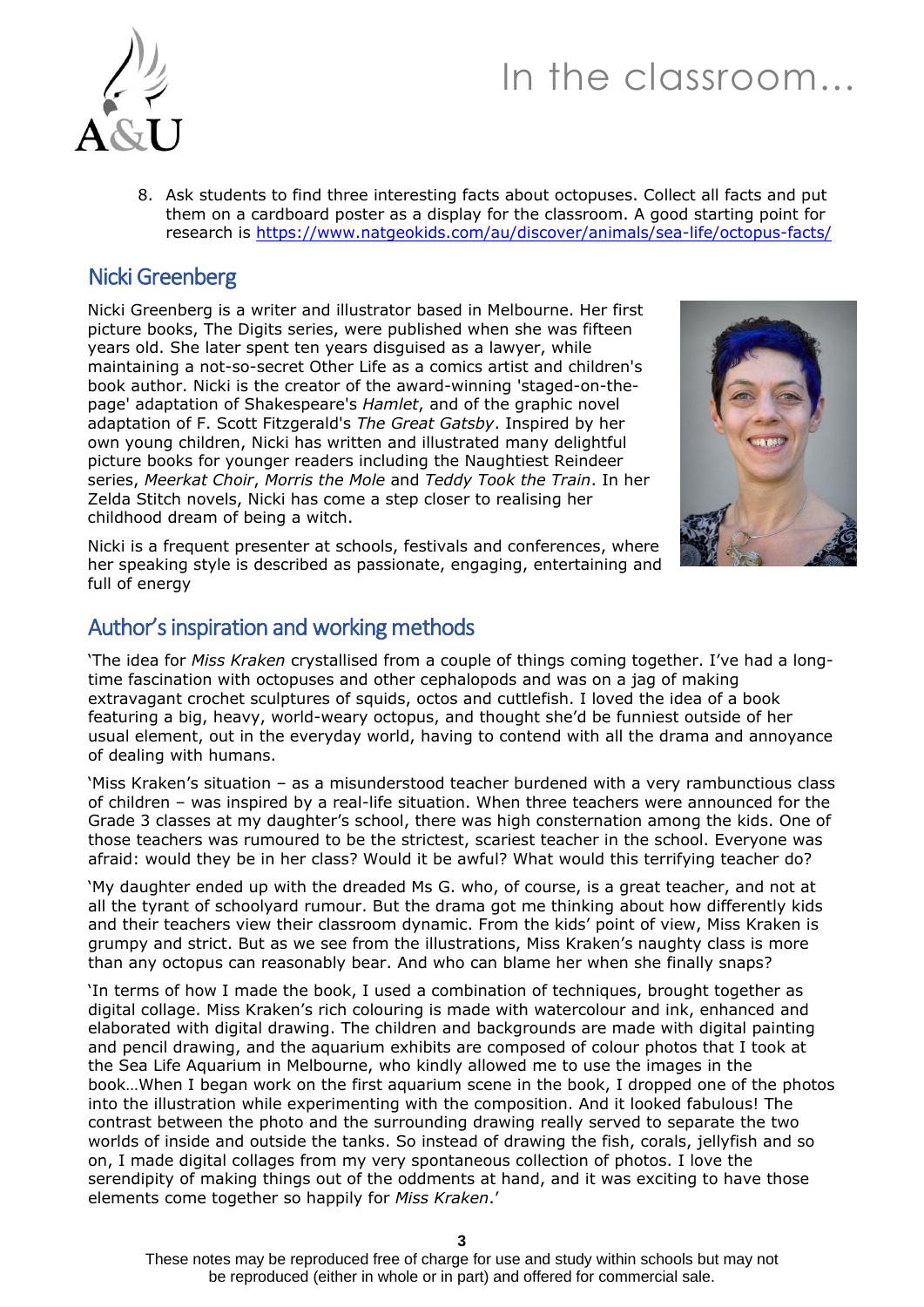8. Ask students to find three interesting facts about octopuses. Collect all facts and put them on a cardboard poster as a display for the classroom. A good starting point for research is https://www.natgeokids.com/au/discover/animals/sea-life/octopus-facts/

## Nicki Greenberg

Nicki Greenberg is a writer and illustrator based in Melbourne. Her first picture books, The Digits series, were published when she was fifteen years old. She later spent ten years disguised as a lawyer, while maintaining a not-so-secret Other Life as a comics artist and children's book author. Nicki is the creator of the award-winning 'staged-on-the-page' adaptation of Shakespeare's *Hamlet*, and of the graphic novel adaptation of F. Scott Fitzgerald's *The Great Gatsby*. Inspired by her own young children, Nicki has written and illustrated many delightful picture books for younger readers including the Naughtiest Reindeer series, *Meerkat Choir*, *Morris the Mole* and *Teddy Took the Train*. In her Zelda Stitch novels, Nicki has come a step closer to realising her childhood dream of being a witch.

Nicki is a frequent presenter at schools, festivals and conferences, where her speaking style is described as passionate, engaging, entertaining and full of energy

## Author's inspiration and working methods

'The idea for *Miss Kraken* crystallised from a couple of things coming together. I've had a long-time fascination with octopuses and other cephalopods and was on a jag of making extravagant crochet sculptures of squids, octos and cuttlefish. I loved the idea of a book featuring a big, heavy, world-weary octopus, and thought she'd be funniest outside of her usual element, out in the everyday world, having to contend with all the drama and annoyance of dealing with humans.

'Miss Kraken's situation – as a misunderstood teacher burdened with a very rambunctious class of children – was inspired by a real-life situation. When three teachers were announced for the Grade 3 classes at my daughter's school, there was high consternation among the kids. One of those teachers was rumoured to be the strictest, scariest teacher in the school. Everyone was afraid: would they be in her class? Would it be awful? What would this terrifying teacher do?

'My daughter ended up with the dreaded Ms G. who, of course, is a great teacher, and not at all the tyrant of schoolyard rumour. But the drama got me thinking about how differently kids and their teachers view their classroom dynamic. From the kids' point of view, Miss Kraken is grumpy and strict. But as we see from the illustrations, Miss Kraken's naughty class is more than any octopus can reasonably bear. And who can blame her when she finally snaps?

'In terms of how I made the book, I used a combination of techniques, brought together as digital collage. Miss Kraken's rich colouring is made with watercolour and ink, enhanced and elaborated with digital drawing. The children and backgrounds are made with digital painting and pencil drawing, and the aquarium exhibits are composed of colour photos that I took at the Sea Life Aquarium in Melbourne, who kindly allowed me to use the images in the book…When I began work on the first aquarium scene in the book, I dropped one of the photos into the illustration while experimenting with the composition. And it looked fabulous! The contrast between the photo and the surrounding drawing really served to separate the two worlds of inside and outside the tanks. So instead of drawing the fish, corals, jellyfish and so on, I made digital collages from my very spontaneous collection of photos. I love the serendipity of making things out of the oddments at hand, and it was exciting to have those elements come together so happily for *Miss Kraken*.'

These notes may be reproduced free of charge for use and study within schools but may not be reproduced (either in whole or in part) and offered for commercial sale.